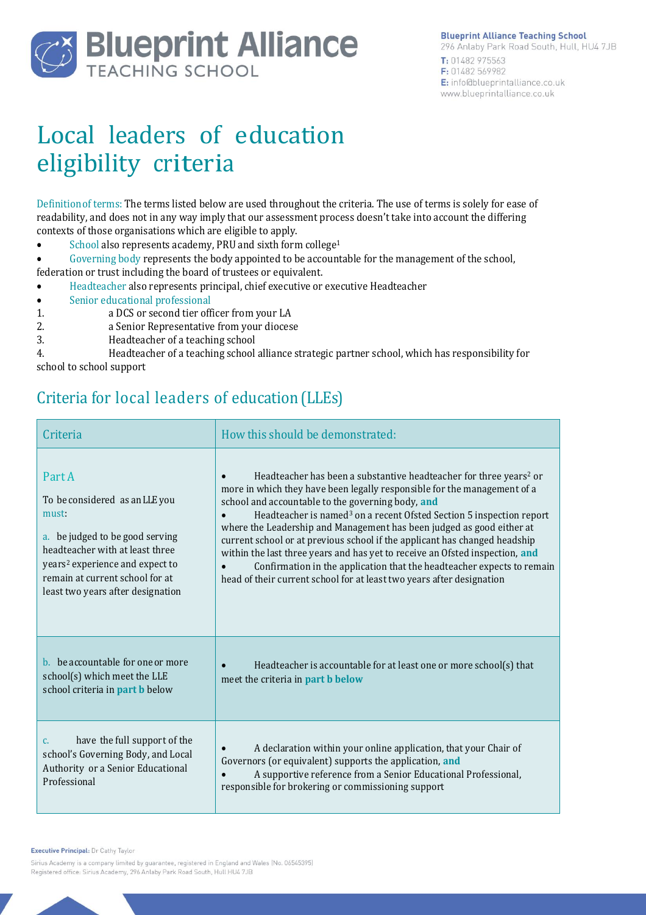# Local leaders of education eligibility criteria

Definition of terms: The terms listed below are used throughout the criteria. The use of terms is solely for ease of readability, and does not in any way imply that our assessment process doesn't take into account the differing contexts of those organisations which are eligible to apply.

- School also represents academy, PRU and sixth form college[1]
- Governing body represents the body appointed to be accountable for the management of the school, federation or trust including the board of trustees or equivalent.
- Headteacher also represents principal, chief executive or executive Headteacher
- Senior educational professional

1. a DCS or second tier officer from your LA
2. a Senior Representative from your diocese
3. Headteacher of a teaching school
4. Headteacher of a teaching school alliance strategic partner school, which has responsibility for school to school support

## Criteria for local leaders of education (LLEs)

| Criteria | How this should be demonstrated: |
|---|---|
| **Part A**<br><br>To be considered as an LLE you must:<br><br>a. be judged to be good serving headteacher with at least three years[2] experience and expect to remain at current school for at least two years after designation | • Headteacher has been a substantive headteacher for three years[2] or more in which they have been legally responsible for the management of a school and accountable to the governing body, **and**<br>• Headteacher is named[3] on a recent Ofsted Section 5 inspection report where the Leadership and Management has been judged as good either at current school or at previous school if the applicant has changed headship within the last three years and has yet to receive an Ofsted inspection, **and**<br>• Confirmation in the application that the headteacher expects to remain head of their current school for at least two years after designation |
| b. be accountable for one or more school(s) which meet the LLE school criteria in **part b** below | • Headteacher is accountable for at least one or more school(s) that meet the criteria in **part b below** |
| c. have the full support of the school's Governing Body, and Local Authority or a Senior Educational Professional | • A declaration within your online application, that your Chair of Governors (or equivalent) supports the application, **and**<br>• A supportive reference from a Senior Educational Professional, responsible for brokering or commissioning support |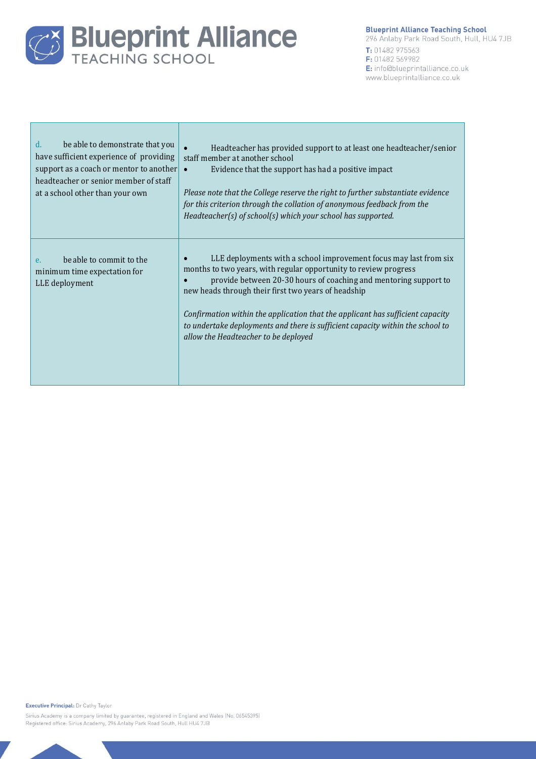| | |
|---|---|
| d. be able to demonstrate that you have sufficient experience of providing support as a coach or mentor to another headteacher or senior member of staff at a school other than your own | • Headteacher has provided support to at least one headteacher/senior staff member at another school<br>• Evidence that the support has had a positive impact<br><br>*Please note that the College reserve the right to further substantiate evidence for this criterion through the collation of anonymous feedback from the Headteacher(s) of school(s) which your school has supported.* |
| e. be able to commit to the minimum time expectation for LLE deployment | • LLE deployments with a school improvement focus may last from six months to two years, with regular opportunity to review progress<br>• provide between 20-30 hours of coaching and mentoring support to new heads through their first two years of headship<br><br>*Confirmation within the application that the applicant has sufficient capacity to undertake deployments and there is sufficient capacity within the school to allow the Headteacher to be deployed* |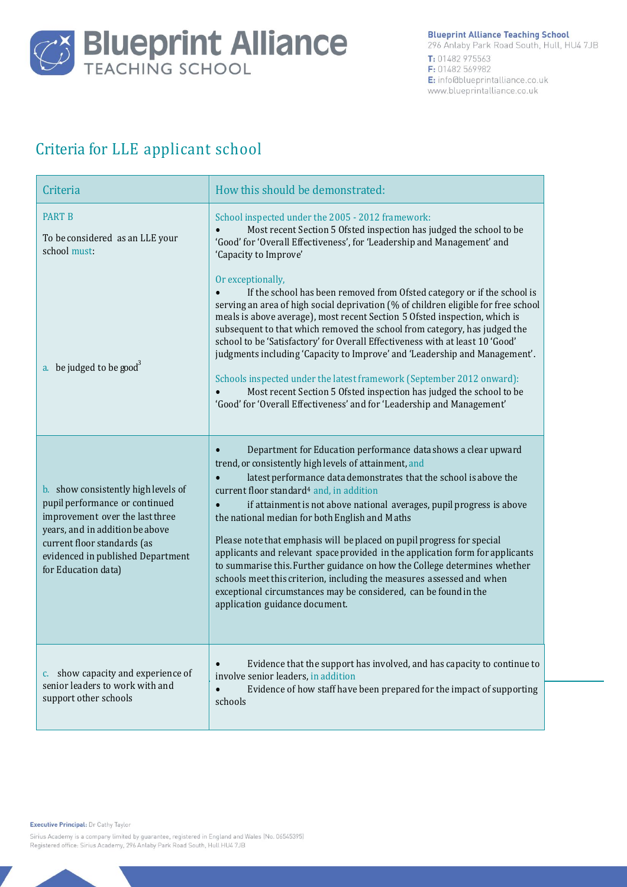## Criteria for LLE applicant school

| Criteria | How this should be demonstrated: |
|---|---|
| PART B<br><br>To be considered as an LLE your school must:<br><br>a. be judged to be good[3] | School inspected under the 2005 - 2012 framework:<br>• Most recent Section 5 Ofsted inspection has judged the school to be 'Good' for 'Overall Effectiveness', for 'Leadership and Management' and 'Capacity to Improve'<br><br>Or exceptionally,<br>• If the school has been removed from Ofsted category or if the school is serving an area of high social deprivation (% of children eligible for free school meals is above average), most recent Section 5 Ofsted inspection, which is subsequent to that which removed the school from category, has judged the school to be 'Satisfactory' for Overall Effectiveness with at least 10 'Good' judgments including 'Capacity to Improve' and 'Leadership and Management'.<br><br>Schools inspected under the latest framework (September 2012 onward):<br>• Most recent Section 5 Ofsted inspection has judged the school to be 'Good' for 'Overall Effectiveness' and for 'Leadership and Management' |
| b. show consistently high levels of pupil performance or continued improvement over the last three years, and in addition be above current floor standards (as evidenced in published Department for Education data) | • Department for Education performance data shows a clear upward trend, or consistently high levels of attainment, and<br>• latest performance data demonstrates that the school is above the current floor standard[4] and, in addition<br>• if attainment is not above national averages, pupil progress is above the national median for both English and Maths<br><br>Please note that emphasis will be placed on pupil progress for special applicants and relevant space provided in the application form for applicants to summarise this. Further guidance on how the College determines whether schools meet this criterion, including the measures assessed and when exceptional circumstances may be considered, can be found in the application guidance document. |
| c. show capacity and experience of senior leaders to work with and support other schools | • Evidence that the support has involved, and has capacity to continue to involve senior leaders, in addition<br>• Evidence of how staff have been prepared for the impact of supporting schools |

Executive Principal: Dr Cathy Taylor

Sirius Academy is a company limited by guarantee, registered in England and Wales (No. 06545395)
Registered office: Sirius Academy, 296 Anlaby Park Road South, Hull HU4 7JB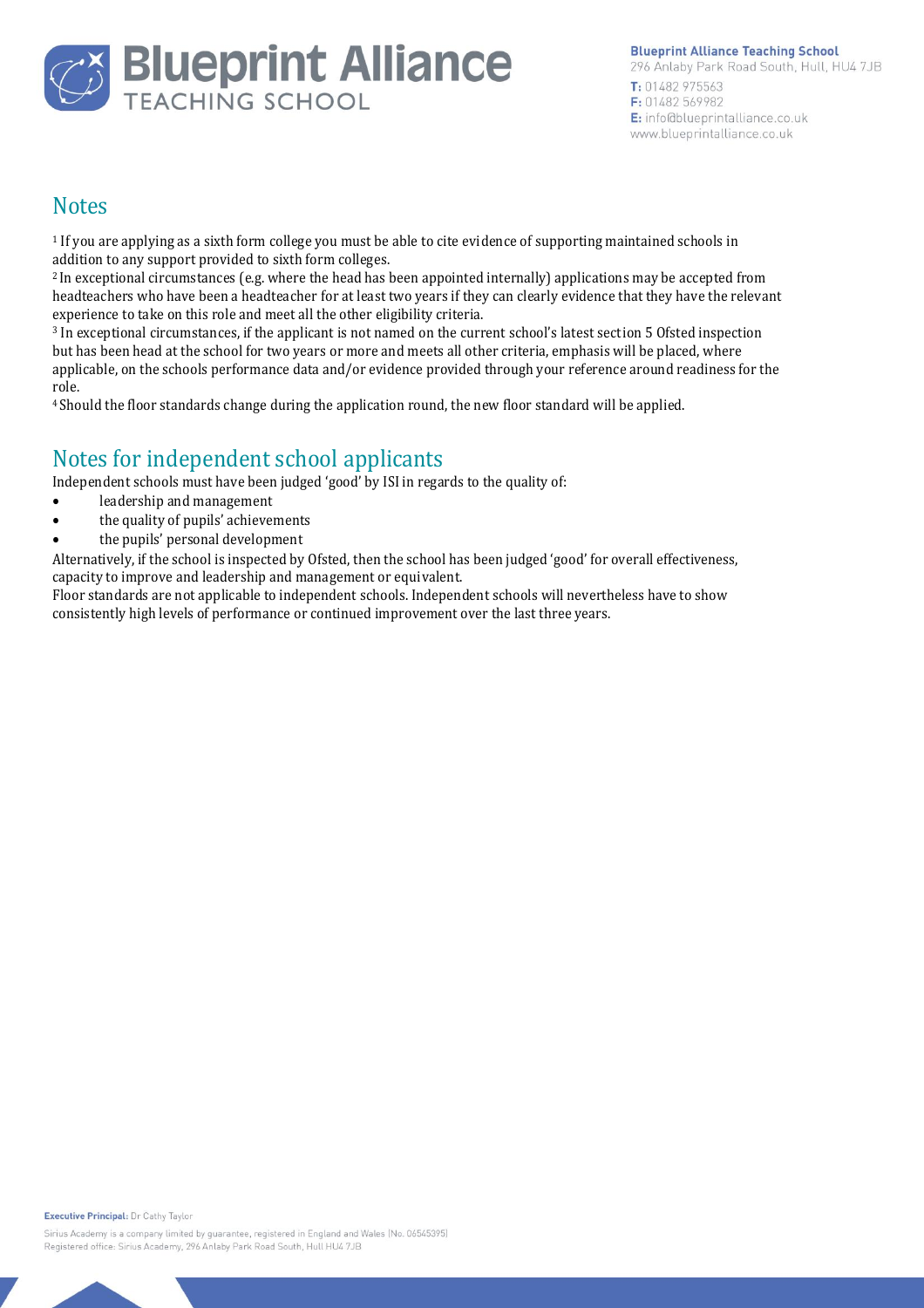## Notes

[1] If you are applying as a sixth form college you must be able to cite evidence of supporting maintained schools in addition to any support provided to sixth form colleges.
[2] In exceptional circumstances (e.g. where the head has been appointed internally) applications may be accepted from headteachers who have been a headteacher for at least two years if they can clearly evidence that they have the relevant experience to take on this role and meet all the other eligibility criteria.
[3] In exceptional circumstances, if the applicant is not named on the current school's latest section 5 Ofsted inspection but has been head at the school for two years or more and meets all other criteria, emphasis will be placed, where applicable, on the schools performance data and/or evidence provided through your reference around readiness for the role.
[4] Should the floor standards change during the application round, the new floor standard will be applied.

## Notes for independent school applicants

Independent schools must have been judged 'good' by ISI in regards to the quality of:

- leadership and management
- the quality of pupils' achievements
- the pupils' personal development

Alternatively, if the school is inspected by Ofsted, then the school has been judged 'good' for overall effectiveness, capacity to improve and leadership and management or equivalent.
Floor standards are not applicable to independent schools. Independent schools will nevertheless have to show consistently high levels of performance or continued improvement over the last three years.